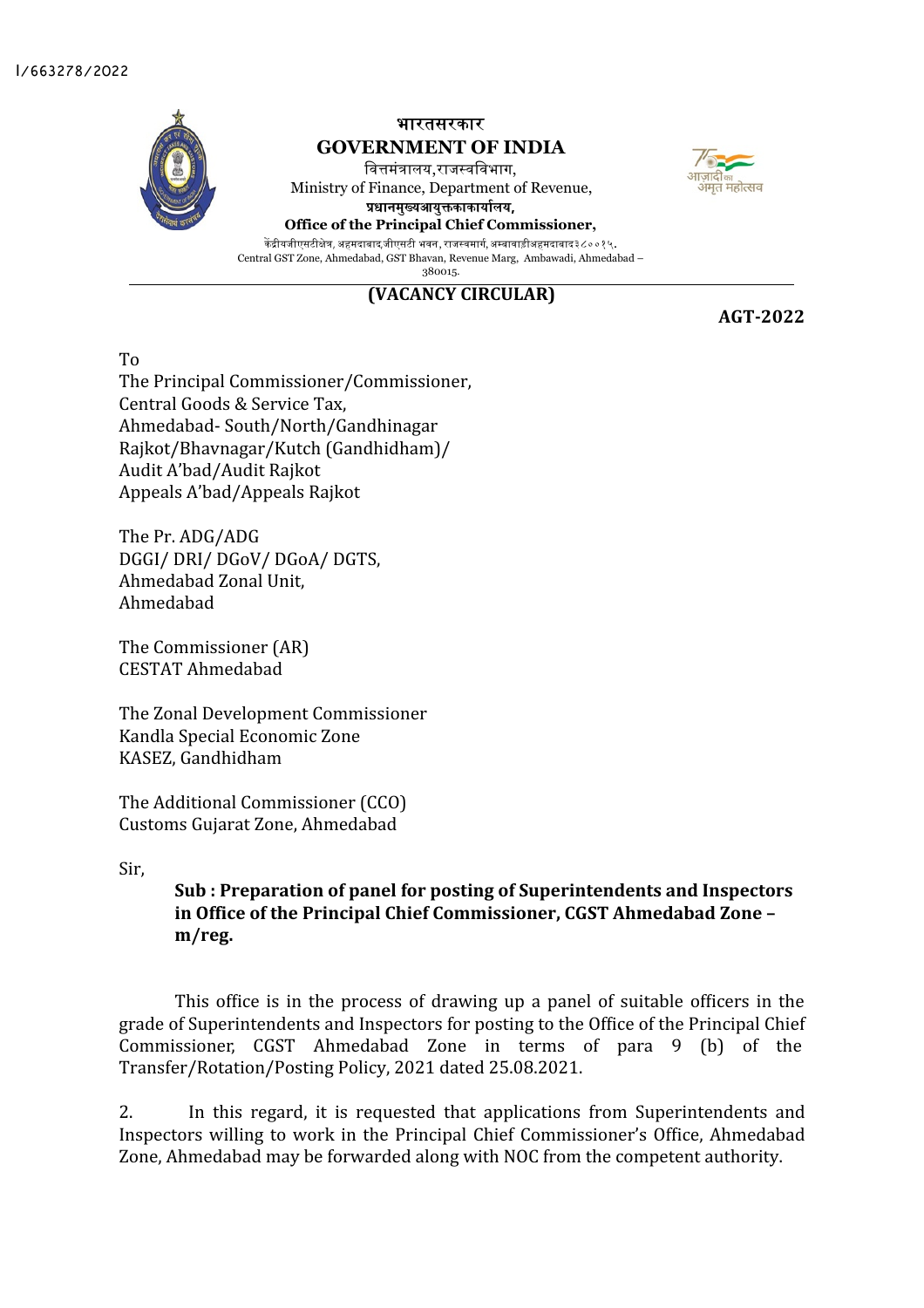I/663278/2022

भारतसरकार

**GOVERNMENT OF INDIA**

वित्तमंत्रालय,राजस्वविभाग,

Ministry of Finance, Department of Revenue,

**प्रधानमुख्यआयुक्तकाकार्यालय,**

**Office of the Principal Chief Commissioner,**

केंद्रीयजीएसटीक्षेत्र, अहमदाबाद,जीएसटी भवन, राजस्वमार्ग, अम्बावाड़ीअहमदाबाद३८००१५.

Central GST Zone, Ahmedabad, GST Bhavan, Revenue Marg, Ambawadi, Ahmedabad – 380015.

**(VACANCY CIRCULAR)**

**AGT-2022**

To
The Principal Commissioner/Commissioner,
Central Goods & Service Tax,
Ahmedabad- South/North/Gandhinagar
Rajkot/Bhavnagar/Kutch (Gandhidham)/
Audit A'bad/Audit Rajkot
Appeals A'bad/Appeals Rajkot

The Pr. ADG/ADG
DGGI/ DRI/ DGoV/ DGoA/ DGTS,
Ahmedabad Zonal Unit,
Ahmedabad

The Commissioner (AR)
CESTAT Ahmedabad

The Zonal Development Commissioner
Kandla Special Economic Zone
KASEZ, Gandhidham

The Additional Commissioner (CCO)
Customs Gujarat Zone, Ahmedabad

Sir,

**Sub : Preparation of panel for posting of Superintendents and Inspectors in Office of the Principal Chief Commissioner, CGST Ahmedabad Zone – m/reg.**

This office is in the process of drawing up a panel of suitable officers in the grade of Superintendents and Inspectors for posting to the Office of the Principal Chief Commissioner, CGST Ahmedabad Zone in terms of para 9 (b) of the Transfer/Rotation/Posting Policy, 2021 dated 25.08.2021.

2. In this regard, it is requested that applications from Superintendents and Inspectors willing to work in the Principal Chief Commissioner's Office, Ahmedabad Zone, Ahmedabad may be forwarded along with NOC from the competent authority.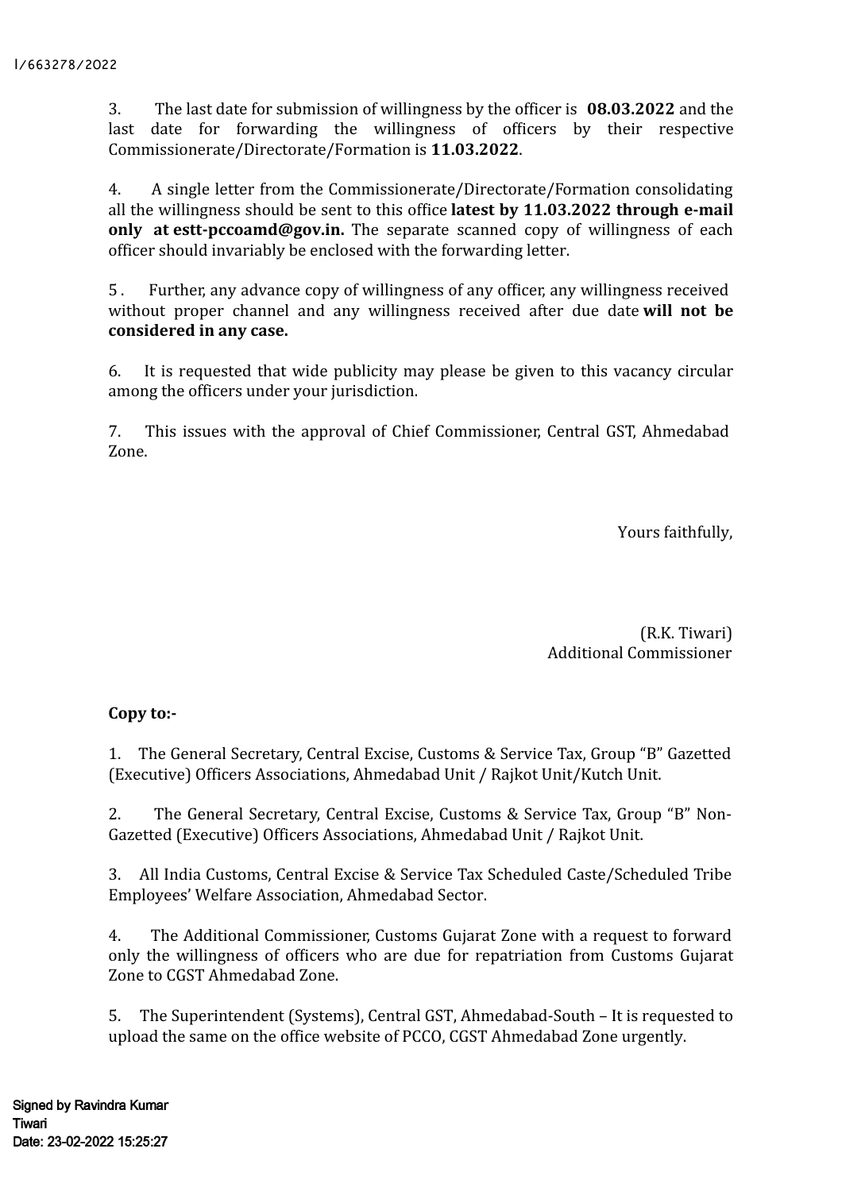I/663278/2022

3. The last date for submission of willingness by the officer is **08.03.2022** and the last date for forwarding the willingness of officers by their respective Commissionerate/Directorate/Formation is **11.03.2022**.

4. A single letter from the Commissionerate/Directorate/Formation consolidating all the willingness should be sent to this office **latest by 11.03.2022 through e-mail only at estt-pccoamd@gov.in.** The separate scanned copy of willingness of each officer should invariably be enclosed with the forwarding letter.

5 . Further, any advance copy of willingness of any officer, any willingness received without proper channel and any willingness received after due date **will not be considered in any case.**

6. It is requested that wide publicity may please be given to this vacancy circular among the officers under your jurisdiction.

7. This issues with the approval of Chief Commissioner, Central GST, Ahmedabad Zone.

Yours faithfully,

(R.K. Tiwari)
Additional Commissioner

**Copy to:-**

1. The General Secretary, Central Excise, Customs & Service Tax, Group "B" Gazetted (Executive) Officers Associations, Ahmedabad Unit / Rajkot Unit/Kutch Unit.

2. The General Secretary, Central Excise, Customs & Service Tax, Group "B" Non-Gazetted (Executive) Officers Associations, Ahmedabad Unit / Rajkot Unit.

3. All India Customs, Central Excise & Service Tax Scheduled Caste/Scheduled Tribe Employees' Welfare Association, Ahmedabad Sector.

4. The Additional Commissioner, Customs Gujarat Zone with a request to forward only the willingness of officers who are due for repatriation from Customs Gujarat Zone to CGST Ahmedabad Zone.

5. The Superintendent (Systems), Central GST, Ahmedabad-South – It is requested to upload the same on the office website of PCCO, CGST Ahmedabad Zone urgently.

Signed by Ravindra Kumar Tiwari
Date: 23-02-2022 15:25:27